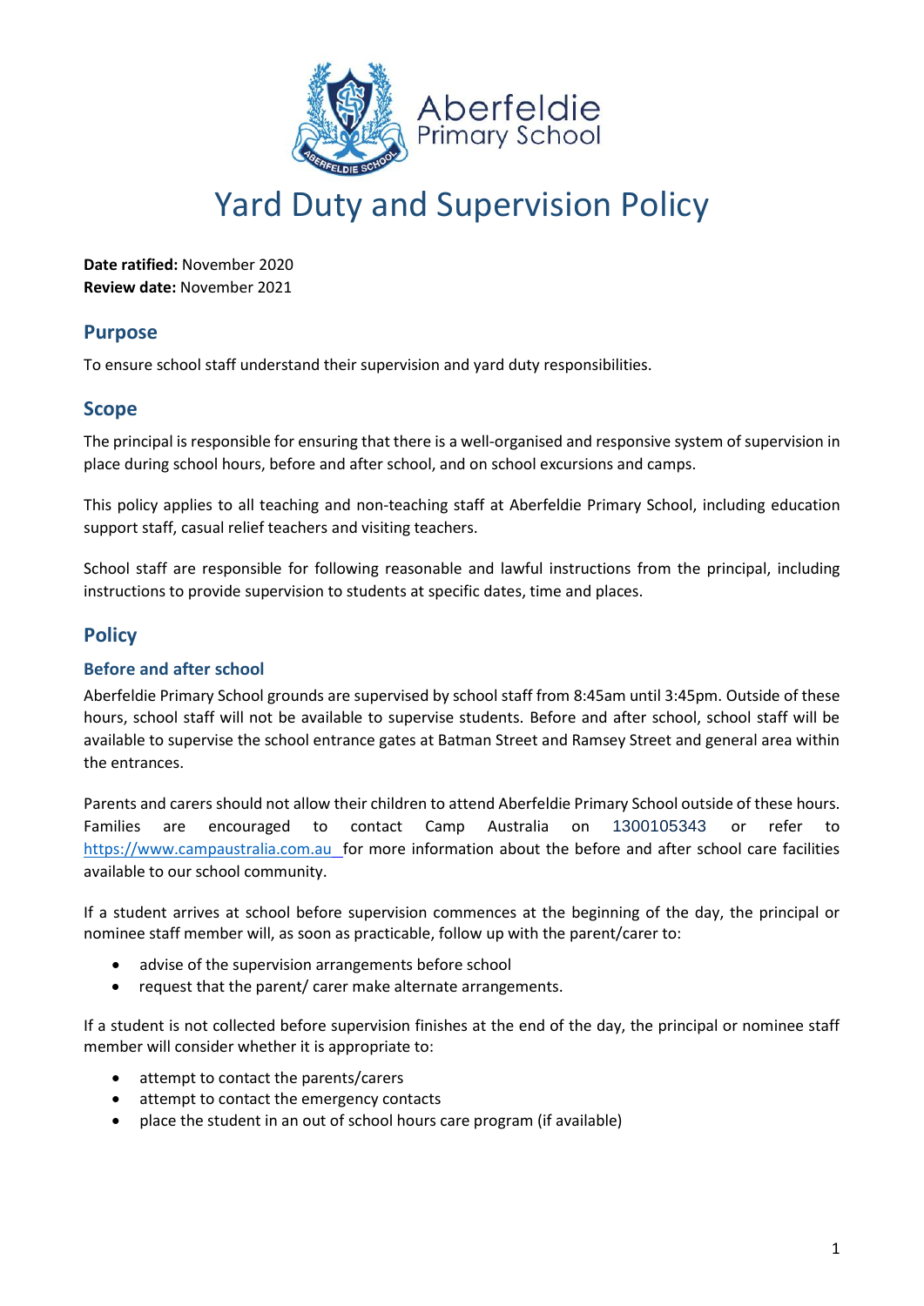# Yard Duty and Supervision Policy

**Date ratified:** November 2020
**Review date:** November 2021

## Purpose

To ensure school staff understand their supervision and yard duty responsibilities.

## Scope

The principal is responsible for ensuring that there is a well-organised and responsive system of supervision in place during school hours, before and after school, and on school excursions and camps.

This policy applies to all teaching and non-teaching staff at Aberfeldie Primary School, including education support staff, casual relief teachers and visiting teachers.

School staff are responsible for following reasonable and lawful instructions from the principal, including instructions to provide supervision to students at specific dates, time and places.

## Policy

### Before and after school

Aberfeldie Primary School grounds are supervised by school staff from 8:45am until 3:45pm. Outside of these hours, school staff will not be available to supervise students. Before and after school, school staff will be available to supervise the school entrance gates at Batman Street and Ramsey Street and general area within the entrances.

Parents and carers should not allow their children to attend Aberfeldie Primary School outside of these hours. Families are encouraged to contact Camp Australia on 1300105343 or refer to https://www.campaustralia.com.au for more information about the before and after school care facilities available to our school community.

If a student arrives at school before supervision commences at the beginning of the day, the principal or nominee staff member will, as soon as practicable, follow up with the parent/carer to:

- advise of the supervision arrangements before school
- request that the parent/ carer make alternate arrangements.

If a student is not collected before supervision finishes at the end of the day, the principal or nominee staff member will consider whether it is appropriate to:

- attempt to contact the parents/carers
- attempt to contact the emergency contacts
- place the student in an out of school hours care program (if available)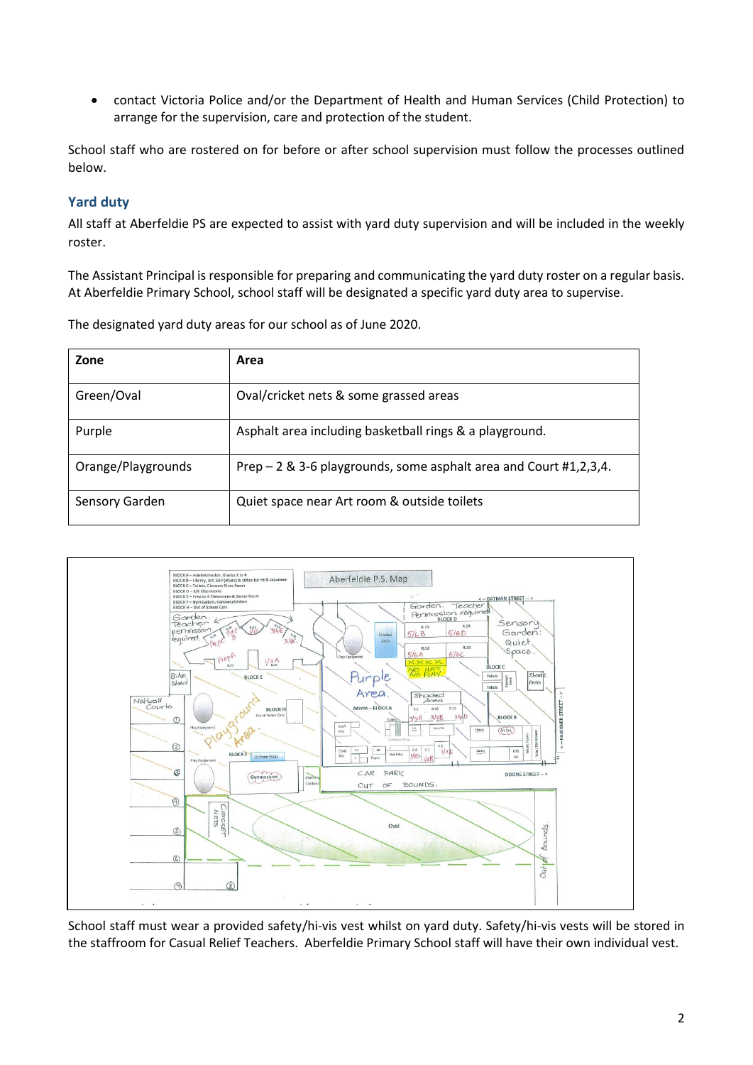- contact Victoria Police and/or the Department of Health and Human Services (Child Protection) to arrange for the supervision, care and protection of the student.

School staff who are rostered on for before or after school supervision must follow the processes outlined below.

## Yard duty

All staff at Aberfeldie PS are expected to assist with yard duty supervision and will be included in the weekly roster.

The Assistant Principal is responsible for preparing and communicating the yard duty roster on a regular basis. At Aberfeldie Primary School, school staff will be designated a specific yard duty area to supervise.

The designated yard duty areas for our school as of June 2020.

| Zone | Area |
|---|---|
| Green/Oval | Oval/cricket nets & some grassed areas |
| Purple | Asphalt area including basketball rings & a playground. |
| Orange/Playgrounds | Prep – 2 & 3-6 playgrounds, some asphalt area and Court #1,2,3,4. |
| Sensory Garden | Quiet space near Art room & outside toilets |

School staff must wear a provided safety/hi-vis vest whilst on yard duty. Safety/hi-vis vests will be stored in the staffroom for Casual Relief Teachers. Aberfeldie Primary School staff will have their own individual vest.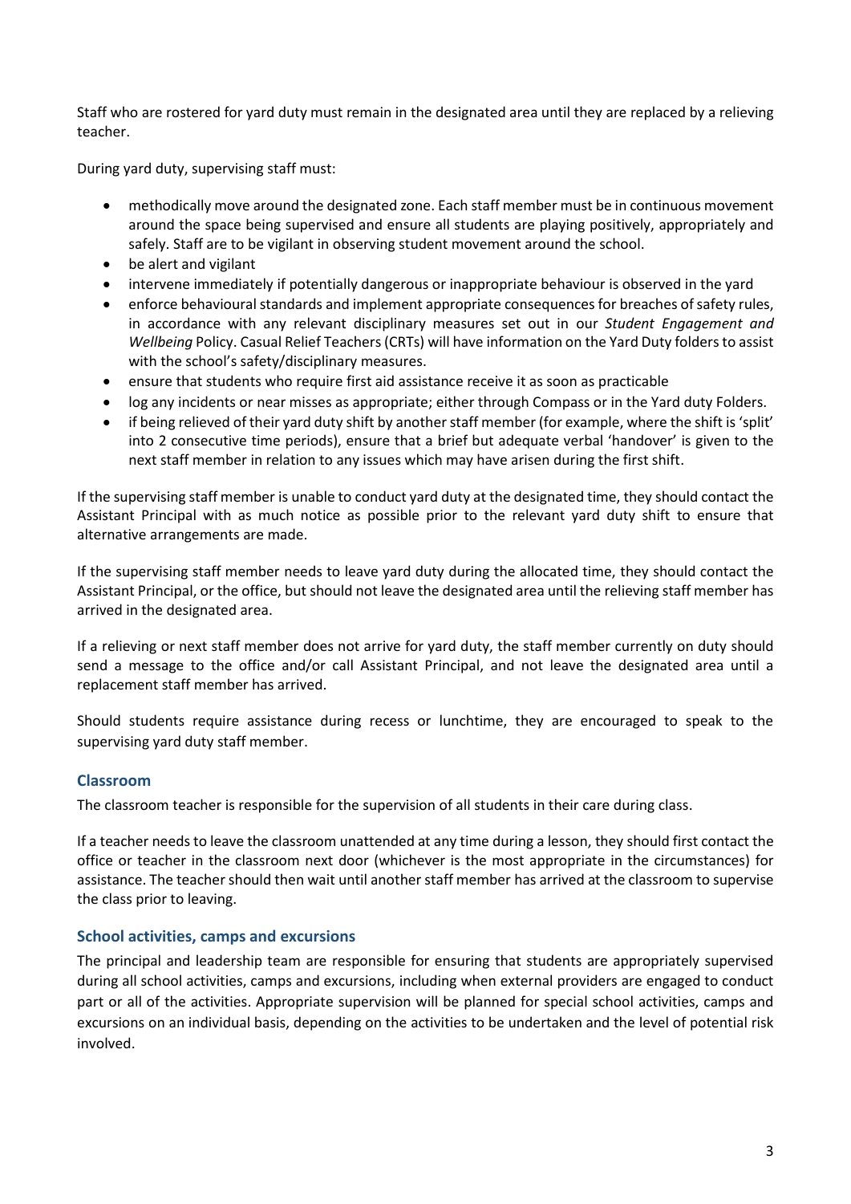Staff who are rostered for yard duty must remain in the designated area until they are replaced by a relieving teacher.

During yard duty, supervising staff must:

- methodically move around the designated zone. Each staff member must be in continuous movement around the space being supervised and ensure all students are playing positively, appropriately and safely. Staff are to be vigilant in observing student movement around the school.
- be alert and vigilant
- intervene immediately if potentially dangerous or inappropriate behaviour is observed in the yard
- enforce behavioural standards and implement appropriate consequences for breaches of safety rules, in accordance with any relevant disciplinary measures set out in our *Student Engagement and Wellbeing* Policy. Casual Relief Teachers (CRTs) will have information on the Yard Duty folders to assist with the school's safety/disciplinary measures.
- ensure that students who require first aid assistance receive it as soon as practicable
- log any incidents or near misses as appropriate; either through Compass or in the Yard duty Folders.
- if being relieved of their yard duty shift by another staff member (for example, where the shift is 'split' into 2 consecutive time periods), ensure that a brief but adequate verbal 'handover' is given to the next staff member in relation to any issues which may have arisen during the first shift.

If the supervising staff member is unable to conduct yard duty at the designated time, they should contact the Assistant Principal with as much notice as possible prior to the relevant yard duty shift to ensure that alternative arrangements are made.

If the supervising staff member needs to leave yard duty during the allocated time, they should contact the Assistant Principal, or the office, but should not leave the designated area until the relieving staff member has arrived in the designated area.

If a relieving or next staff member does not arrive for yard duty, the staff member currently on duty should send a message to the office and/or call Assistant Principal, and not leave the designated area until a replacement staff member has arrived.

Should students require assistance during recess or lunchtime, they are encouraged to speak to the supervising yard duty staff member.

### Classroom

The classroom teacher is responsible for the supervision of all students in their care during class.

If a teacher needs to leave the classroom unattended at any time during a lesson, they should first contact the office or teacher in the classroom next door (whichever is the most appropriate in the circumstances) for assistance. The teacher should then wait until another staff member has arrived at the classroom to supervise the class prior to leaving.

### School activities, camps and excursions

The principal and leadership team are responsible for ensuring that students are appropriately supervised during all school activities, camps and excursions, including when external providers are engaged to conduct part or all of the activities. Appropriate supervision will be planned for special school activities, camps and excursions on an individual basis, depending on the activities to be undertaken and the level of potential risk involved.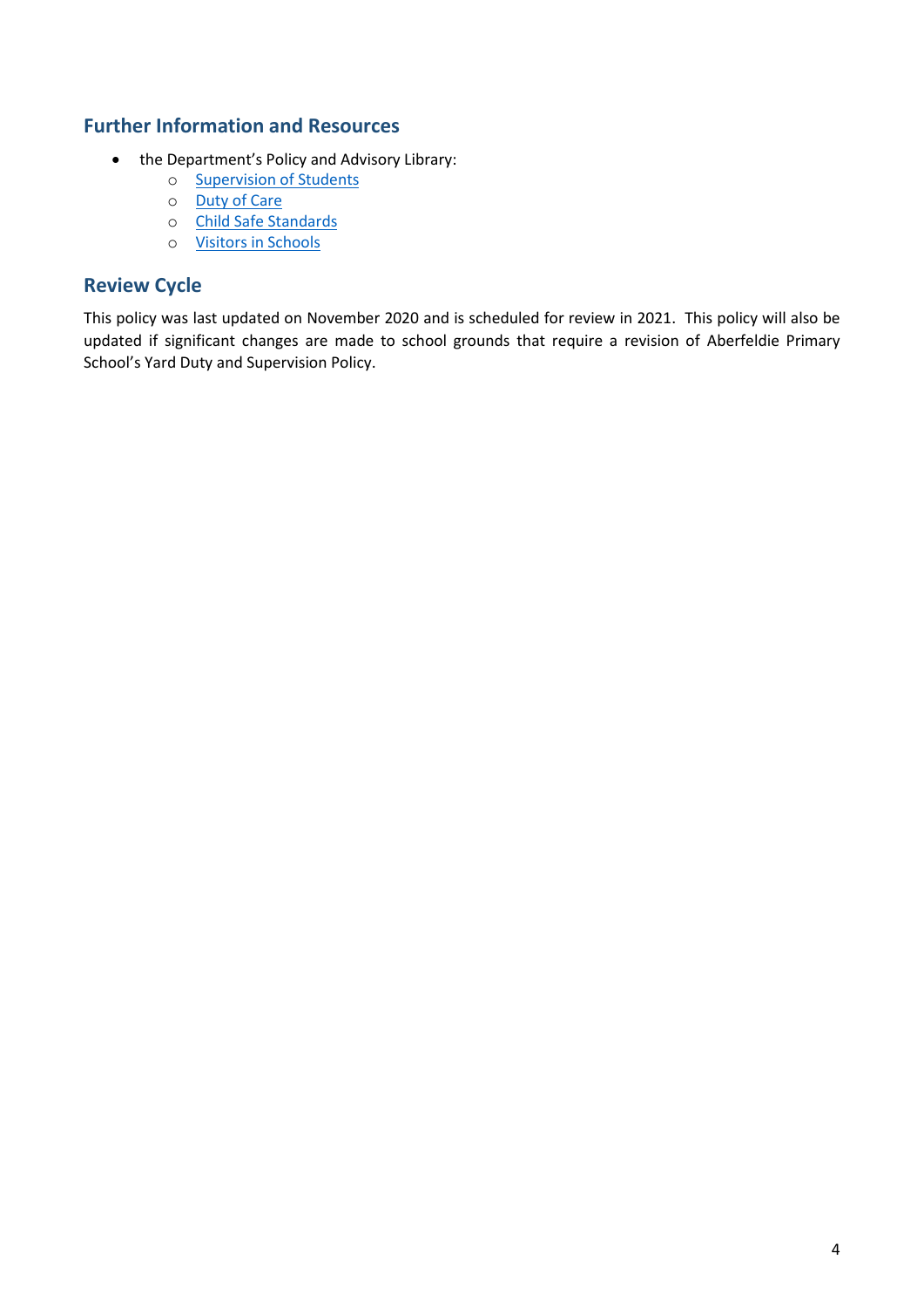## Further Information and Resources

- the Department's Policy and Advisory Library:
    - Supervision of Students
    - Duty of Care
    - Child Safe Standards
    - Visitors in Schools

## Review Cycle

This policy was last updated on November 2020 and is scheduled for review in 2021. This policy will also be updated if significant changes are made to school grounds that require a revision of Aberfeldie Primary School's Yard Duty and Supervision Policy.